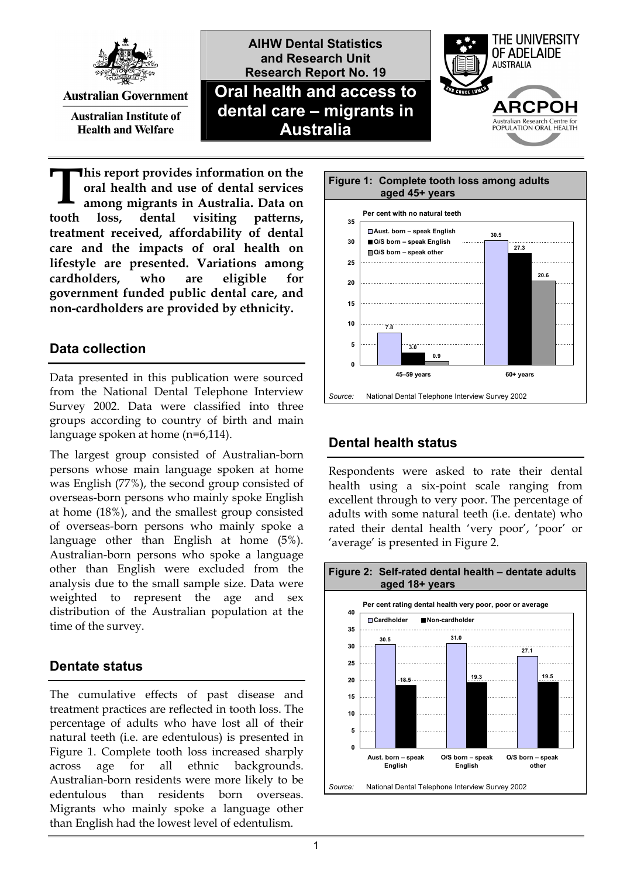AIHW Dental Statistics and Research Unit Research Report No. 19

# Oral health and access to dental care – migrants in Australia

Australian Government — Australian Institute of Health and Welfare

The University of Adelaide, Australia — ARCPOH Australian Research Centre for Population Oral Health

**This report provides information on the oral health and use of dental services among migrants in Australia. Data on tooth loss, dental visiting patterns, treatment received, affordability of dental care and the impacts of oral health on lifestyle are presented. Variations among cardholders, who are eligible for government funded public dental care, and non-cardholders are provided by ethnicity.**

## Data collection

Data presented in this publication were sourced from the National Dental Telephone Interview Survey 2002. Data were classified into three groups according to country of birth and main language spoken at home (n=6,114).

The largest group consisted of Australian-born persons whose main language spoken at home was English (77%), the second group consisted of overseas-born persons who mainly spoke English at home (18%), and the smallest group consisted of overseas-born persons who mainly spoke a language other than English at home (5%). Australian-born persons who spoke a language other than English were excluded from the analysis due to the small sample size. Data were weighted to represent the age and sex distribution of the Australian population at the time of the survey.

## Dentate status

The cumulative effects of past disease and treatment practices are reflected in tooth loss. The percentage of adults who have lost all of their natural teeth (i.e. are edentulous) is presented in Figure 1. Complete tooth loss increased sharply across age for all ethnic backgrounds. Australian-born residents were more likely to be edentulous than residents born overseas. Migrants who mainly spoke a language other than English had the lowest level of edentulism.

**Figure 1: Complete tooth loss among adults aged 45+ years**

Per cent with no natural teeth

| | Aust. born – speak English | O/S born – speak English | O/S born – speak other |
|---|---|---|---|
| 45–59 years | 7.8 | 3.0 | 0.9 |
| 60+ years | 30.5 | 27.3 | 20.6 |

*Source:* National Dental Telephone Interview Survey 2002

## Dental health status

Respondents were asked to rate their dental health using a six-point scale ranging from excellent through to very poor. The percentage of adults with some natural teeth (i.e. dentate) who rated their dental health 'very poor', 'poor' or 'average' is presented in Figure 2.

**Figure 2: Self-rated dental health – dentate adults aged 18+ years**

Per cent rating dental health very poor, poor or average

| | Cardholder | Non-cardholder |
|---|---|---|
| Aust. born – speak English | 30.5 | 18.5 |
| O/S born – speak English | 31.0 | 19.3 |
| O/S born – speak other | 27.1 | 19.5 |

*Source:* National Dental Telephone Interview Survey 2002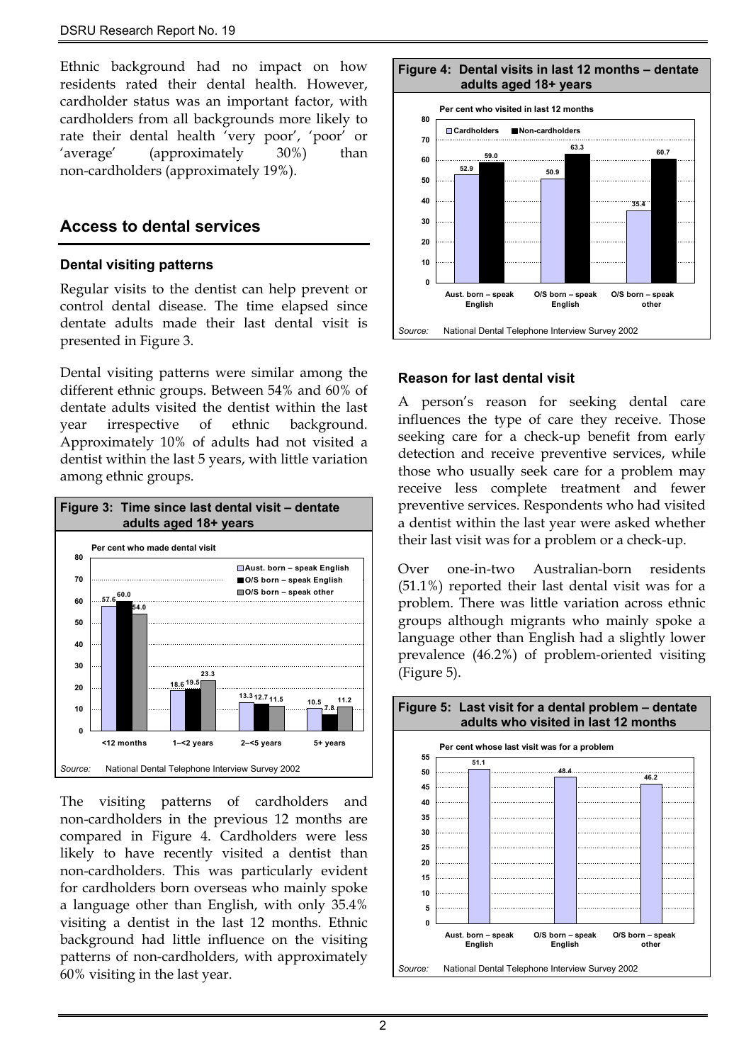Ethnic background had no impact on how residents rated their dental health. However, cardholder status was an important factor, with cardholders from all backgrounds more likely to rate their dental health 'very poor', 'poor' or 'average' (approximately 30%) than non-cardholders (approximately 19%).

## Access to dental services

### Dental visiting patterns

Regular visits to the dentist can help prevent or control dental disease. The time elapsed since dentate adults made their last dental visit is presented in Figure 3.

Dental visiting patterns were similar among the different ethnic groups. Between 54% and 60% of dentate adults visited the dentist within the last year irrespective of ethnic background. Approximately 10% of adults had not visited a dentist within the last 5 years, with little variation among ethnic groups.

**Figure 3: Time since last dental visit – dentate adults aged 18+ years**

Per cent who made dental visit

| | <12 months | 1–<2 years | 2–<5 years | 5+ years |
|---|---|---|---|---|
| Aust. born – speak English | 57.6 | 18.6 | 13.3 | 10.5 |
| O/S born – speak English | 60.0 | 19.5 | 12.7 | 7.8 |
| O/S born – speak other | 54.0 | 23.3 | 11.5 | 11.2 |

*Source:* National Dental Telephone Interview Survey 2002

The visiting patterns of cardholders and non-cardholders in the previous 12 months are compared in Figure 4. Cardholders were less likely to have recently visited a dentist than non-cardholders. This was particularly evident for cardholders born overseas who mainly spoke a language other than English, with only 35.4% visiting a dentist in the last 12 months. Ethnic background had little influence on the visiting patterns of non-cardholders, with approximately 60% visiting in the last year.

**Figure 4: Dental visits in last 12 months – dentate adults aged 18+ years**

Per cent who visited in last 12 months

| | Aust. born – speak English | O/S born – speak English | O/S born – speak other |
|---|---|---|---|
| Cardholders | 52.9 | 50.9 | 35.4 |
| Non-cardholders | 59.0 | 63.3 | 60.7 |

*Source:* National Dental Telephone Interview Survey 2002

### Reason for last dental visit

A person's reason for seeking dental care influences the type of care they receive. Those seeking care for a check-up benefit from early detection and receive preventive services, while those who usually seek care for a problem may receive less complete treatment and fewer preventive services. Respondents who had visited a dentist within the last year were asked whether their last visit was for a problem or a check-up.

Over one-in-two Australian-born residents (51.1%) reported their last dental visit was for a problem. There was little variation across ethnic groups although migrants who mainly spoke a language other than English had a slightly lower prevalence (46.2%) of problem-oriented visiting (Figure 5).

**Figure 5: Last visit for a dental problem – dentate adults who visited in last 12 months**

Per cent whose last visit was for a problem

| Aust. born – speak English | O/S born – speak English | O/S born – speak other |
|---|---|---|
| 51.1 | 48.4 | 46.2 |

*Source:* National Dental Telephone Interview Survey 2002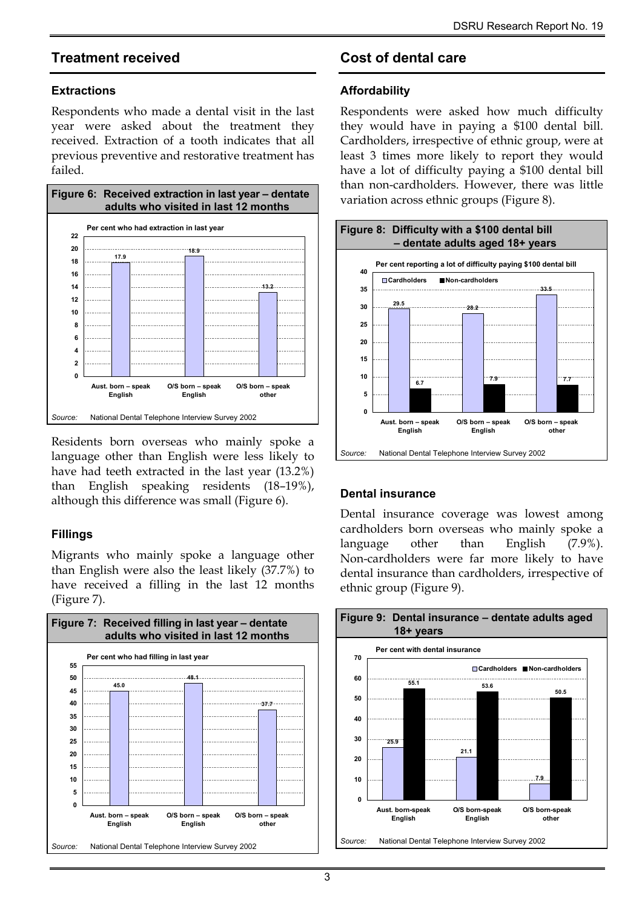## Treatment received

### Extractions

Respondents who made a dental visit in the last year were asked about the treatment they received. Extraction of a tooth indicates that all previous preventive and restorative treatment has failed.

**Figure 6: Received extraction in last year – dentate adults who visited in last 12 months**

Per cent who had extraction in last year

| | Aust. born – speak English | O/S born – speak English | O/S born – speak other |
|---|---|---|---|
| Per cent | 17.9 | 18.9 | 13.2 |

*Source:* National Dental Telephone Interview Survey 2002

Residents born overseas who mainly spoke a language other than English were less likely to have had teeth extracted in the last year (13.2%) than English speaking residents (18–19%), although this difference was small (Figure 6).

### Fillings

Migrants who mainly spoke a language other than English were also the least likely (37.7%) to have received a filling in the last 12 months (Figure 7).

**Figure 7: Received filling in last year – dentate adults who visited in last 12 months**

Per cent who had filling in last year

| | Aust. born – speak English | O/S born – speak English | O/S born – speak other |
|---|---|---|---|
| Per cent | 45.0 | 48.1 | 37.7 |

*Source:* National Dental Telephone Interview Survey 2002

## Cost of dental care

### Affordability

Respondents were asked how much difficulty they would have in paying a $100 dental bill. Cardholders, irrespective of ethnic group, were at least 3 times more likely to report they would have a lot of difficulty paying a $100 dental bill than non-cardholders. However, there was little variation across ethnic groups (Figure 8).

**Figure 8: Difficulty with a $100 dental bill – dentate adults aged 18+ years**

Per cent reporting a lot of difficulty paying $100 dental bill

| | Aust. born – speak English | O/S born – speak English | O/S born – speak other |
|---|---|---|---|
| Cardholders | 29.5 | 28.2 | 33.5 |
| Non-cardholders | 6.7 | 7.9 | 7.7 |

*Source:* National Dental Telephone Interview Survey 2002

### Dental insurance

Dental insurance coverage was lowest among cardholders born overseas who mainly spoke a language other than English (7.9%). Non-cardholders were far more likely to have dental insurance than cardholders, irrespective of ethnic group (Figure 9).

**Figure 9: Dental insurance – dentate adults aged 18+ years**

Per cent with dental insurance

| | Aust. born-speak English | O/S born-speak English | O/S born-speak other |
|---|---|---|---|
| Cardholders | 25.9 | 21.1 | 7.9 |
| Non-cardholders | 55.1 | 53.6 | 50.5 |

*Source:* National Dental Telephone Interview Survey 2002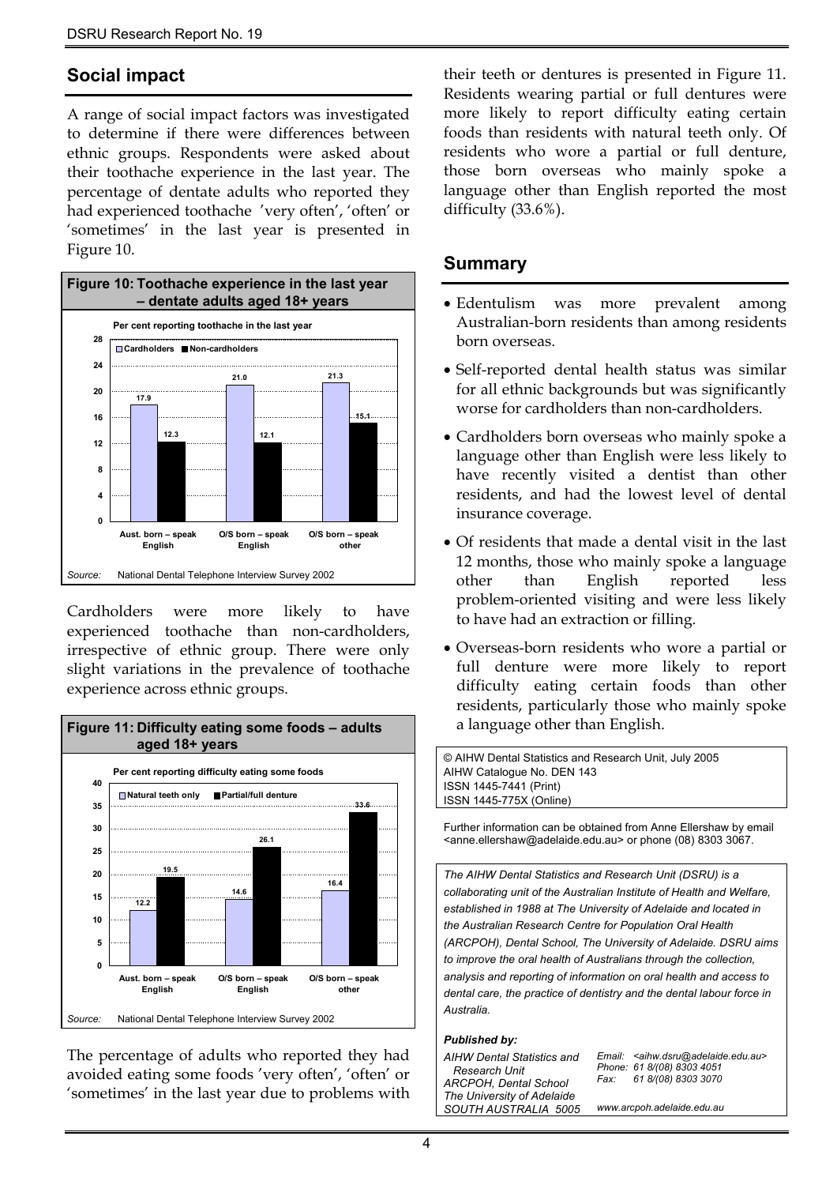## Social impact

A range of social impact factors was investigated to determine if there were differences between ethnic groups. Respondents were asked about their toothache experience in the last year. The percentage of dentate adults who reported they had experienced toothache 'very often', 'often' or 'sometimes' in the last year is presented in Figure 10.

**Figure 10: Toothache experience in the last year – dentate adults aged 18+ years**

Per cent reporting toothache in the last year

Cardholders Non-cardholders

28
24
20
16
12
8
4
0

17.9
12.3
21.0
12.1
21.3
15.1

Aust. born – speak English
O/S born – speak English
O/S born – speak other

*Source:* National Dental Telephone Interview Survey 2002

Cardholders were more likely to have experienced toothache than non-cardholders, irrespective of ethnic group. There were only slight variations in the prevalence of toothache experience across ethnic groups.

**Figure 11: Difficulty eating some foods – adults aged 18+ years**

Per cent reporting difficulty eating some foods

Natural teeth only Partial/full denture

40
35
30
25
20
15
10
5
0

12.2
19.5
14.6
26.1
16.4
33.6

Aust. born – speak English
O/S born – speak English
O/S born – speak other

*Source:* National Dental Telephone Interview Survey 2002

The percentage of adults who reported they had avoided eating some foods 'very often', 'often' or 'sometimes' in the last year due to problems with their teeth or dentures is presented in Figure 11. Residents wearing partial or full dentures were more likely to report difficulty eating certain foods than residents with natural teeth only. Of residents who wore a partial or full denture, those born overseas who mainly spoke a language other than English reported the most difficulty (33.6%).

## Summary

- Edentulism was more prevalent among Australian-born residents than among residents born overseas.
- Self-reported dental health status was similar for all ethnic backgrounds but was significantly worse for cardholders than non-cardholders.
- Cardholders born overseas who mainly spoke a language other than English were less likely to have recently visited a dentist than other residents, and had the lowest level of dental insurance coverage.
- Of residents that made a dental visit in the last 12 months, those who mainly spoke a language other than English reported less problem-oriented visiting and were less likely to have had an extraction or filling.
- Overseas-born residents who wore a partial or full denture were more likely to report difficulty eating certain foods than other residents, particularly those who mainly spoke a language other than English.

© AIHW Dental Statistics and Research Unit, July 2005
AIHW Catalogue No. DEN 143
ISSN 1445-7441 (Print)
ISSN 1445-775X (Online)

Further information can be obtained from Anne Ellershaw by email <anne.ellershaw@adelaide.edu.au> or phone (08) 8303 3067.

*The AIHW Dental Statistics and Research Unit (DSRU) is a collaborating unit of the Australian Institute of Health and Welfare, established in 1988 at The University of Adelaide and located in the Australian Research Centre for Population Oral Health (ARCPOH), Dental School, The University of Adelaide. DSRU aims to improve the oral health of Australians through the collection, analysis and reporting of information on oral health and access to dental care, the practice of dentistry and the dental labour force in Australia.*

***Published by:***

*AIHW Dental Statistics and Research Unit*
*ARCPOH, Dental School*
*The University of Adelaide*
*SOUTH AUSTRALIA 5005*

*Email: <aihw.dsru@adelaide.edu.au>*
*Phone: 61 8/(08) 8303 4051*
*Fax: 61 8/(08) 8303 3070*

*www.arcpoh.adelaide.edu.au*